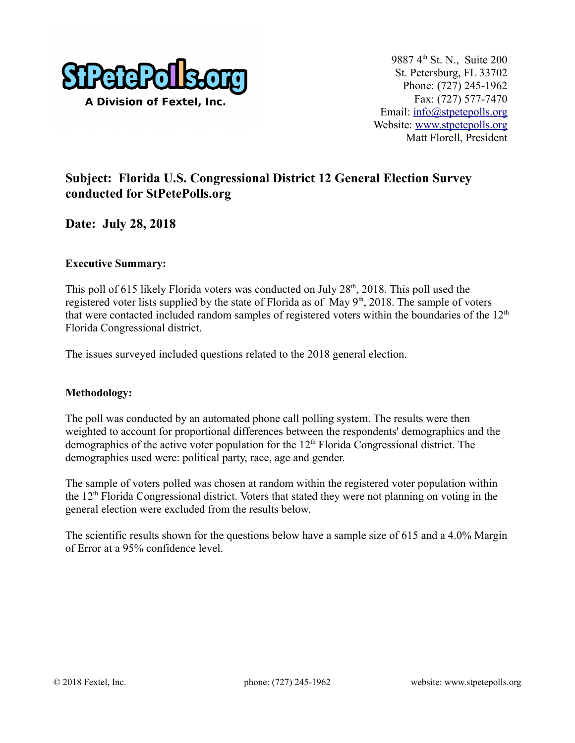StPetePolls.org
A Division of Fextel, Inc.

9887 4th St. N., Suite 200
St. Petersburg, FL 33702
Phone: (727) 245-1962
Fax: (727) 577-7470
Email: info@stpetepolls.org
Website: www.stpetepolls.org
Matt Florell, President

## Subject: Florida U.S. Congressional District 12 General Election Survey conducted for StPetePolls.org

## Date: July 28, 2018

**Executive Summary:**

This poll of 615 likely Florida voters was conducted on July 28th, 2018. This poll used the registered voter lists supplied by the state of Florida as of May 9th, 2018. The sample of voters that were contacted included random samples of registered voters within the boundaries of the 12th Florida Congressional district.

The issues surveyed included questions related to the 2018 general election.

**Methodology:**

The poll was conducted by an automated phone call polling system. The results were then weighted to account for proportional differences between the respondents' demographics and the demographics of the active voter population for the 12th Florida Congressional district. The demographics used were: political party, race, age and gender.

The sample of voters polled was chosen at random within the registered voter population within the 12th Florida Congressional district. Voters that stated they were not planning on voting in the general election were excluded from the results below.

The scientific results shown for the questions below have a sample size of 615 and a 4.0% Margin of Error at a 95% confidence level.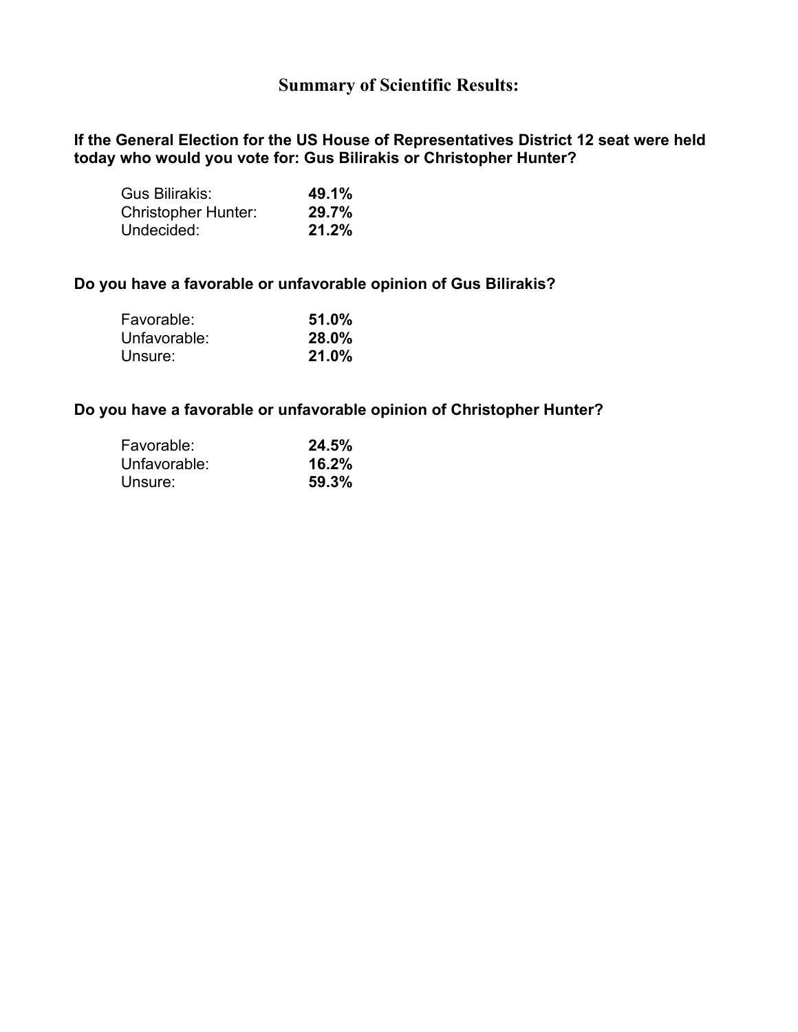## Summary of Scientific Results:

**If the General Election for the US House of Representatives District 12 seat were held today who would you vote for: Gus Bilirakis or Christopher Hunter?**

| | |
|---|---|
| Gus Bilirakis: | **49.1%** |
| Christopher Hunter: | **29.7%** |
| Undecided: | **21.2%** |

**Do you have a favorable or unfavorable opinion of Gus Bilirakis?**

| | |
|---|---|
| Favorable: | **51.0%** |
| Unfavorable: | **28.0%** |
| Unsure: | **21.0%** |

**Do you have a favorable or unfavorable opinion of Christopher Hunter?**

| | |
|---|---|
| Favorable: | **24.5%** |
| Unfavorable: | **16.2%** |
| Unsure: | **59.3%** |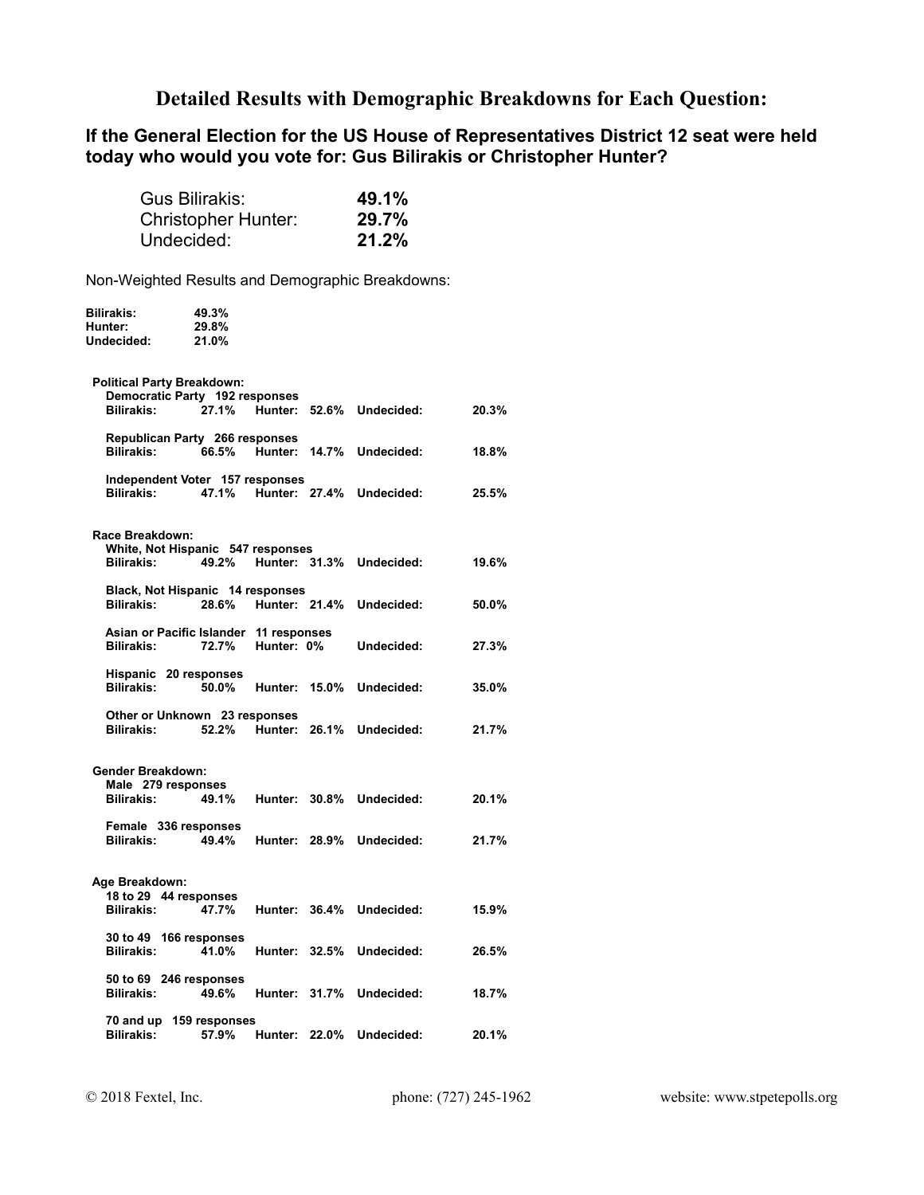# Detailed Results with Demographic Breakdowns for Each Question:

## If the General Election for the US House of Representatives District 12 seat were held today who would you vote for: Gus Bilirakis or Christopher Hunter?

| | |
|---|---|
| Gus Bilirakis: | **49.1%** |
| Christopher Hunter: | **29.7%** |
| Undecided: | **21.2%** |

Non-Weighted Results and Demographic Breakdowns:

| | |
|---|---|
| **Bilirakis:** | **49.3%** |
| **Hunter:** | **29.8%** |
| **Undecided:** | **21.0%** |

**Political Party Breakdown:**

**Democratic Party 192 responses**
**Bilirakis: 27.1% Hunter: 52.6% Undecided: 20.3%**

**Republican Party 266 responses**
**Bilirakis: 66.5% Hunter: 14.7% Undecided: 18.8%**

**Independent Voter 157 responses**
**Bilirakis: 47.1% Hunter: 27.4% Undecided: 25.5%**

**Race Breakdown:**

**White, Not Hispanic 547 responses**
**Bilirakis: 49.2% Hunter: 31.3% Undecided: 19.6%**

**Black, Not Hispanic 14 responses**
**Bilirakis: 28.6% Hunter: 21.4% Undecided: 50.0%**

**Asian or Pacific Islander 11 responses**
**Bilirakis: 72.7% Hunter: 0% Undecided: 27.3%**

**Hispanic 20 responses**
**Bilirakis: 50.0% Hunter: 15.0% Undecided: 35.0%**

**Other or Unknown 23 responses**
**Bilirakis: 52.2% Hunter: 26.1% Undecided: 21.7%**

**Gender Breakdown:**

**Male 279 responses**
**Bilirakis: 49.1% Hunter: 30.8% Undecided: 20.1%**

**Female 336 responses**
**Bilirakis: 49.4% Hunter: 28.9% Undecided: 21.7%**

**Age Breakdown:**

**18 to 29 44 responses**
**Bilirakis: 47.7% Hunter: 36.4% Undecided: 15.9%**

**30 to 49 166 responses**
**Bilirakis: 41.0% Hunter: 32.5% Undecided: 26.5%**

**50 to 69 246 responses**
**Bilirakis: 49.6% Hunter: 31.7% Undecided: 18.7%**

**70 and up 159 responses**
**Bilirakis: 57.9% Hunter: 22.0% Undecided: 20.1%**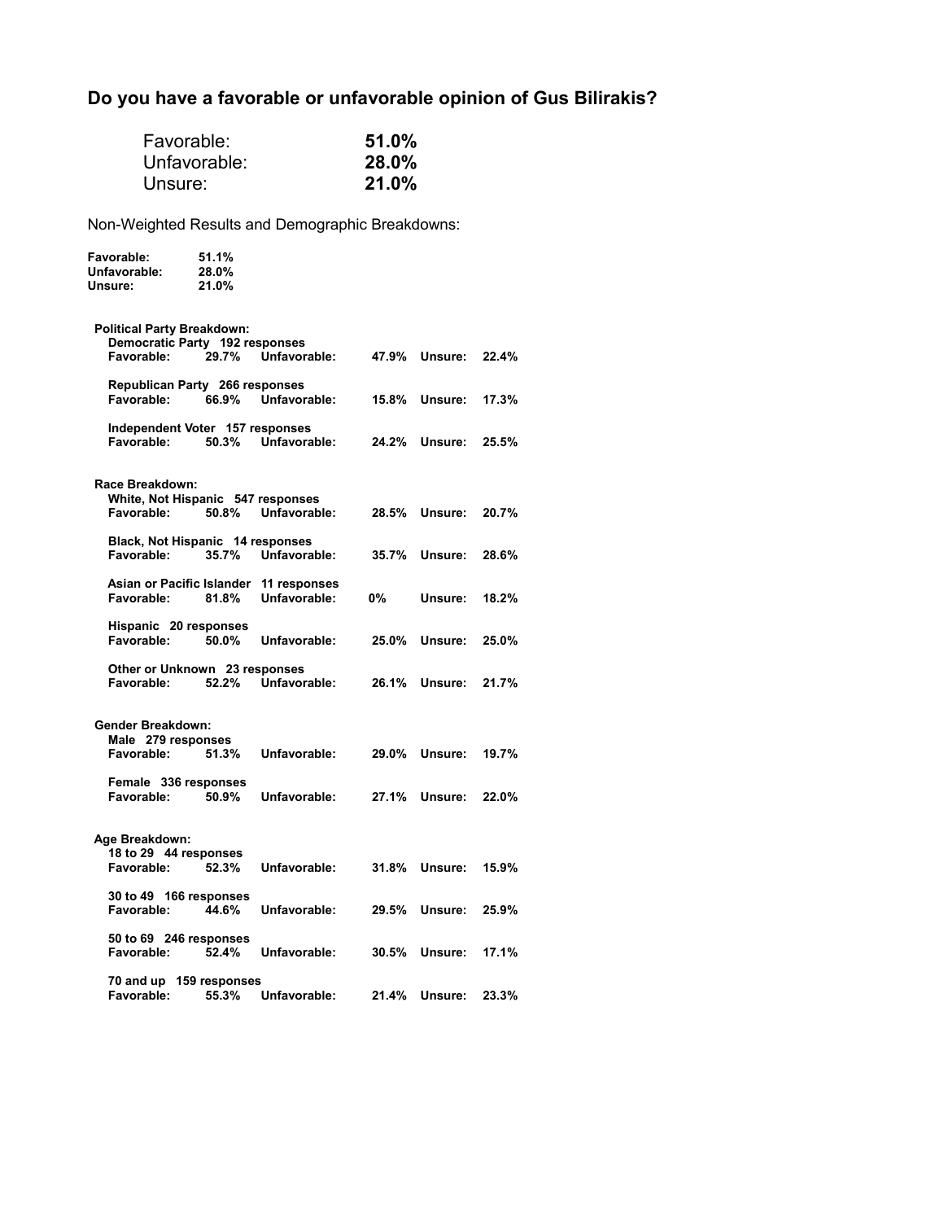## Do you have a favorable or unfavorable opinion of Gus Bilirakis?

| | |
|---|---|
| Favorable: | **51.0%** |
| Unfavorable: | **28.0%** |
| Unsure: | **21.0%** |

Non-Weighted Results and Demographic Breakdowns:

**Favorable:** **51.1%**
**Unfavorable:** **28.0%**
**Unsure:** **21.0%**

**Political Party Breakdown:**

**Democratic Party 192 responses**
**Favorable: 29.7% Unfavorable: 47.9% Unsure: 22.4%**

**Republican Party 266 responses**
**Favorable: 66.9% Unfavorable: 15.8% Unsure: 17.3%**

**Independent Voter 157 responses**
**Favorable: 50.3% Unfavorable: 24.2% Unsure: 25.5%**

**Race Breakdown:**

**White, Not Hispanic 547 responses**
**Favorable: 50.8% Unfavorable: 28.5% Unsure: 20.7%**

**Black, Not Hispanic 14 responses**
**Favorable: 35.7% Unfavorable: 35.7% Unsure: 28.6%**

**Asian or Pacific Islander 11 responses**
**Favorable: 81.8% Unfavorable: 0% Unsure: 18.2%**

**Hispanic 20 responses**
**Favorable: 50.0% Unfavorable: 25.0% Unsure: 25.0%**

**Other or Unknown 23 responses**
**Favorable: 52.2% Unfavorable: 26.1% Unsure: 21.7%**

**Gender Breakdown:**

**Male 279 responses**
**Favorable: 51.3% Unfavorable: 29.0% Unsure: 19.7%**

**Female 336 responses**
**Favorable: 50.9% Unfavorable: 27.1% Unsure: 22.0%**

**Age Breakdown:**

**18 to 29 44 responses**
**Favorable: 52.3% Unfavorable: 31.8% Unsure: 15.9%**

**30 to 49 166 responses**
**Favorable: 44.6% Unfavorable: 29.5% Unsure: 25.9%**

**50 to 69 246 responses**
**Favorable: 52.4% Unfavorable: 30.5% Unsure: 17.1%**

**70 and up 159 responses**
**Favorable: 55.3% Unfavorable: 21.4% Unsure: 23.3%**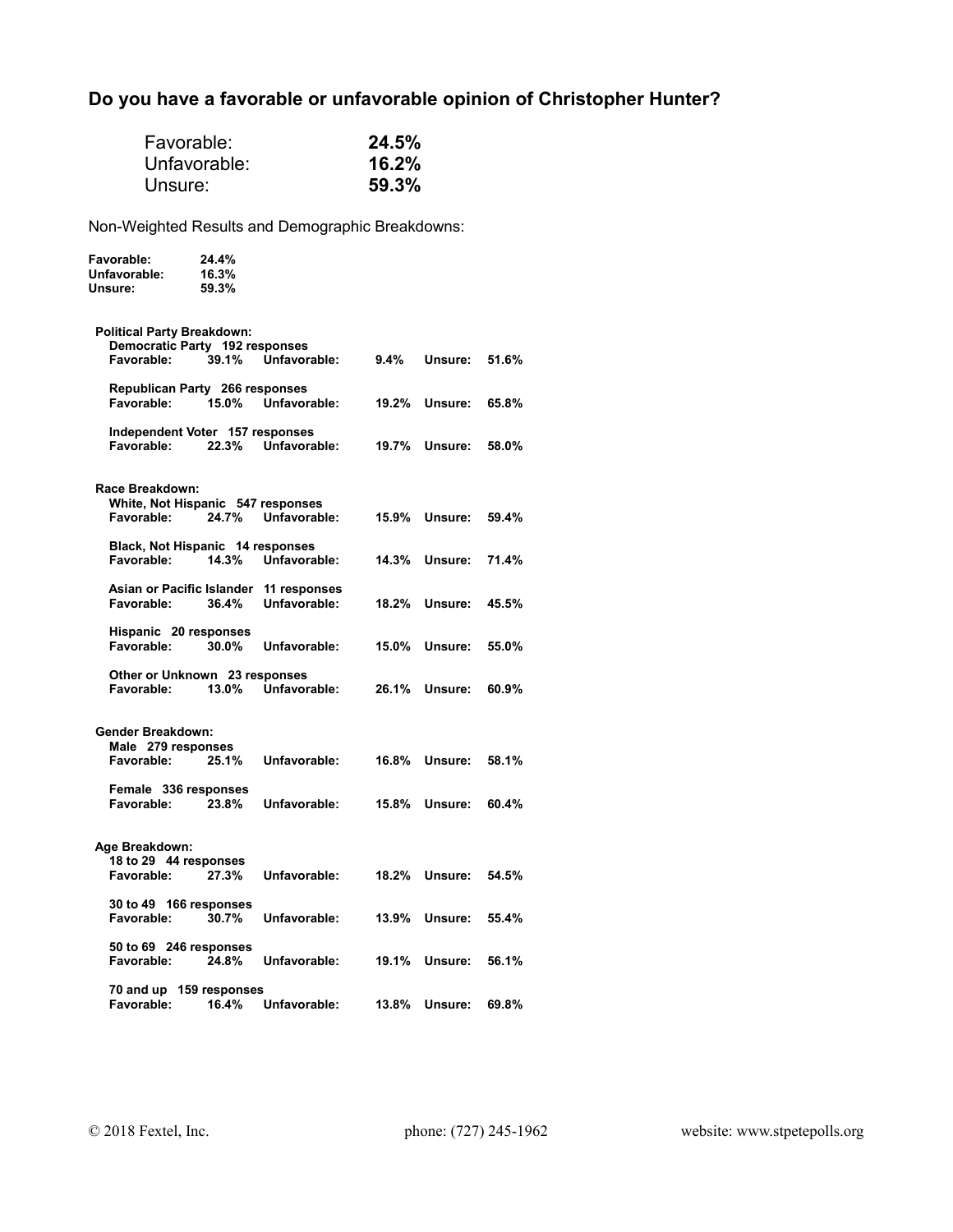## Do you have a favorable or unfavorable opinion of Christopher Hunter?

| | |
|---|---|
| Favorable: | **24.5%** |
| Unfavorable: | **16.2%** |
| Unsure: | **59.3%** |

Non-Weighted Results and Demographic Breakdowns:

| | |
|---|---|
| **Favorable:** | **24.4%** |
| **Unfavorable:** | **16.3%** |
| **Unsure:** | **59.3%** |

**Political Party Breakdown:**

| Group | Favorable | Unfavorable | Unsure |
|---|---|---|---|
| **Democratic Party 192 responses** | 39.1% | 9.4% | 51.6% |
| **Republican Party 266 responses** | 15.0% | 19.2% | 65.8% |
| **Independent Voter 157 responses** | 22.3% | 19.7% | 58.0% |

**Race Breakdown:**

| Group | Favorable | Unfavorable | Unsure |
|---|---|---|---|
| **White, Not Hispanic 547 responses** | 24.7% | 15.9% | 59.4% |
| **Black, Not Hispanic 14 responses** | 14.3% | 14.3% | 71.4% |
| **Asian or Pacific Islander 11 responses** | 36.4% | 18.2% | 45.5% |
| **Hispanic 20 responses** | 30.0% | 15.0% | 55.0% |
| **Other or Unknown 23 responses** | 13.0% | 26.1% | 60.9% |

**Gender Breakdown:**

| Group | Favorable | Unfavorable | Unsure |
|---|---|---|---|
| **Male 279 responses** | 25.1% | 16.8% | 58.1% |
| **Female 336 responses** | 23.8% | 15.8% | 60.4% |

**Age Breakdown:**

| Group | Favorable | Unfavorable | Unsure |
|---|---|---|---|
| **18 to 29 44 responses** | 27.3% | 18.2% | 54.5% |
| **30 to 49 166 responses** | 30.7% | 13.9% | 55.4% |
| **50 to 69 246 responses** | 24.8% | 19.1% | 56.1% |
| **70 and up 159 responses** | 16.4% | 13.8% | 69.8% |